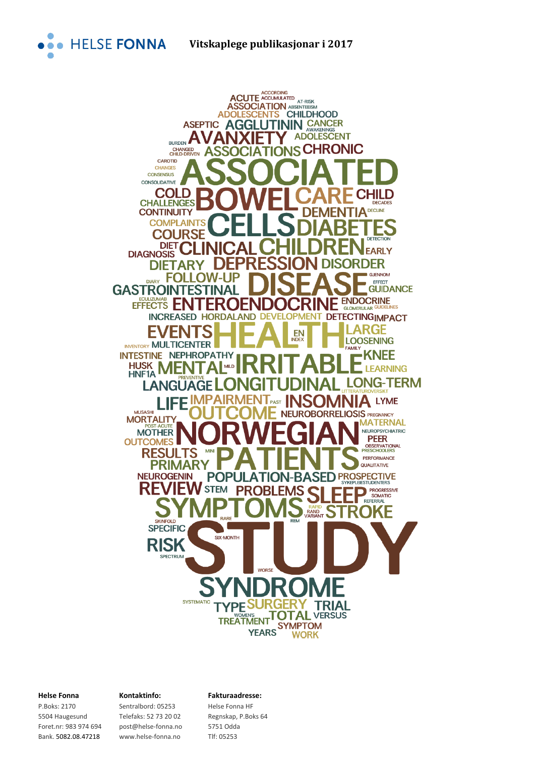# Vitskaplege publikasjonar i 2017

**Helse Fonna**
P.Boks: 2170
5504 Haugesund
Foret.nr: 983 974 694
Bank. 5082.08.47218

**Kontaktinfo:**
Sentralbord: 05253
Telefaks: 52 73 20 02
post@helse-fonna.no
www.helse-fonna.no

**Fakturaadresse:**
Helse Fonna HF
Regnskap, P.Boks 64
5751 Odda
Tlf: 05253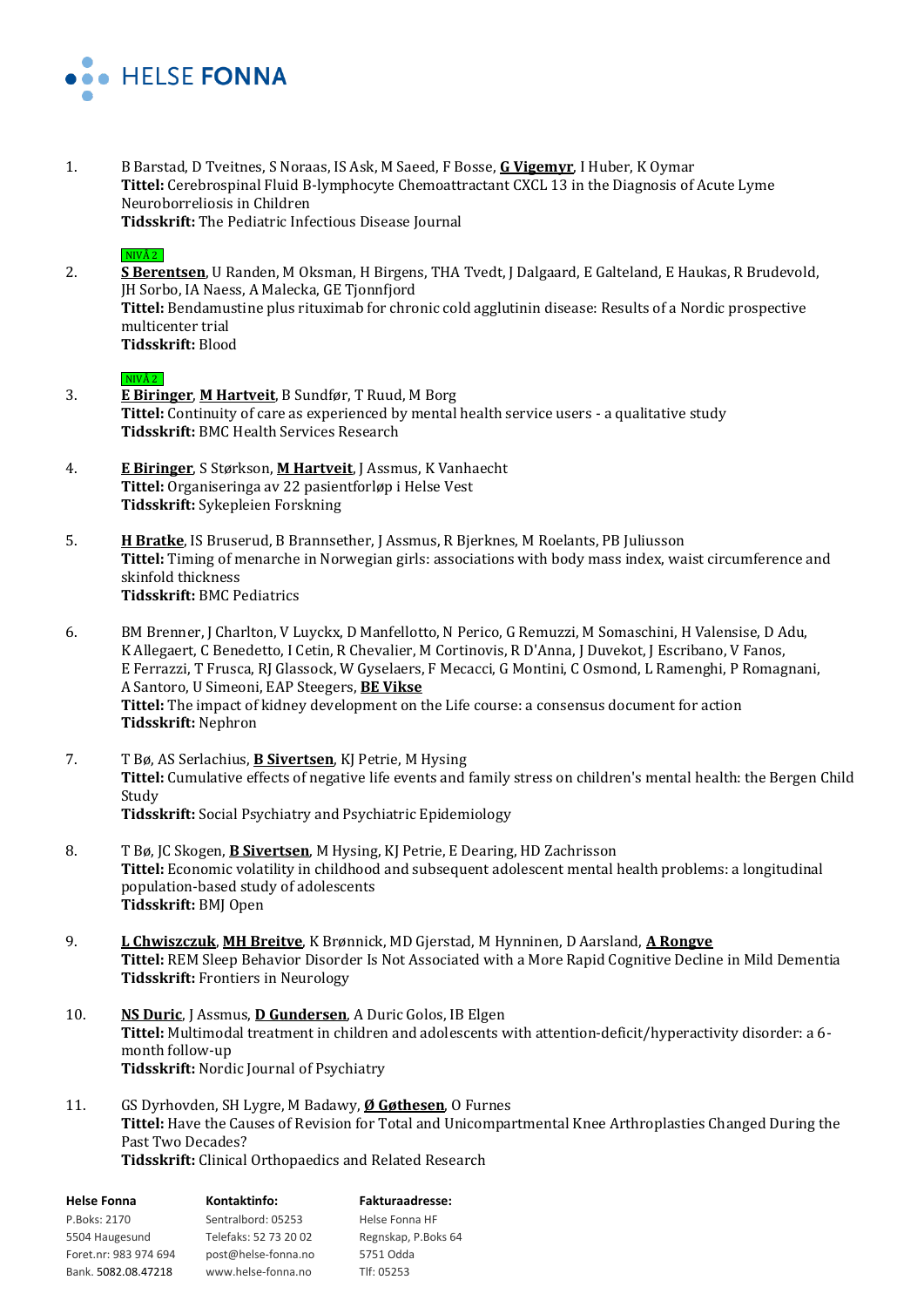1. B Barstad, D Tveitnes, S Noraas, IS Ask, M Saeed, F Bosse, **G Vigemyr**, I Huber, K Oymar
   **Tittel:** Cerebrospinal Fluid B-lymphocyte Chemoattractant CXCL 13 in the Diagnosis of Acute Lyme Neuroborreliosis in Children
   **Tidsskrift:** The Pediatric Infectious Disease Journal

   NIVÅ 2

2. **S Berentsen**, U Randen, M Oksman, H Birgens, THA Tvedt, J Dalgaard, E Galteland, E Haukas, R Brudevold, JH Sorbo, IA Naess, A Malecka, GE Tjonnfjord
   **Tittel:** Bendamustine plus rituximab for chronic cold agglutinin disease: Results of a Nordic prospective multicenter trial
   **Tidsskrift:** Blood

   NIVÅ 2

3. **E Biringer**, **M Hartveit**, B Sundfør, T Ruud, M Borg
   **Tittel:** Continuity of care as experienced by mental health service users - a qualitative study
   **Tidsskrift:** BMC Health Services Research

4. **E Biringer**, S Størkson, **M Hartveit**, J Assmus, K Vanhaecht
   **Tittel:** Organiseringa av 22 pasientforløp i Helse Vest
   **Tidsskrift:** Sykepleien Forskning

5. **H Bratke**, IS Bruserud, B Brannsether, J Assmus, R Bjerknes, M Roelants, PB Juliusson
   **Tittel:** Timing of menarche in Norwegian girls: associations with body mass index, waist circumference and skinfold thickness
   **Tidsskrift:** BMC Pediatrics

6. BM Brenner, J Charlton, V Luyckx, D Manfellotto, N Perico, G Remuzzi, M Somaschini, H Valensise, D Adu, K Allegaert, C Benedetto, I Cetin, R Chevalier, M Cortinovis, R D'Anna, J Duvekot, J Escribano, V Fanos, E Ferrazzi, T Frusca, RJ Glassock, W Gyselaers, F Mecacci, G Montini, C Osmond, L Ramenghi, P Romagnani, A Santoro, U Simeoni, EAP Steegers, **BE Vikse**
   **Tittel:** The impact of kidney development on the Life course: a consensus document for action
   **Tidsskrift:** Nephron

7. T Bø, AS Serlachius, **B Sivertsen**, KJ Petrie, M Hysing
   **Tittel:** Cumulative effects of negative life events and family stress on children's mental health: the Bergen Child Study
   **Tidsskrift:** Social Psychiatry and Psychiatric Epidemiology

8. T Bø, JC Skogen, **B Sivertsen**, M Hysing, KJ Petrie, E Dearing, HD Zachrisson
   **Tittel:** Economic volatility in childhood and subsequent adolescent mental health problems: a longitudinal population-based study of adolescents
   **Tidsskrift:** BMJ Open

9. **L Chwiszczuk**, **MH Breitve**, K Brønnick, MD Gjerstad, M Hynninen, D Aarsland, **A Rongve**
   **Tittel:** REM Sleep Behavior Disorder Is Not Associated with a More Rapid Cognitive Decline in Mild Dementia
   **Tidsskrift:** Frontiers in Neurology

10. **NS Duric**, J Assmus, **D Gundersen**, A Duric Golos, IB Elgen
    **Tittel:** Multimodal treatment in children and adolescents with attention-deficit/hyperactivity disorder: a 6-month follow-up
    **Tidsskrift:** Nordic Journal of Psychiatry

11. GS Dyrhovden, SH Lygre, M Badawy, **Ø Gøthesen**, O Furnes
    **Tittel:** Have the Causes of Revision for Total and Unicompartmental Knee Arthroplasties Changed During the Past Two Decades?
    **Tidsskrift:** Clinical Orthopaedics and Related Research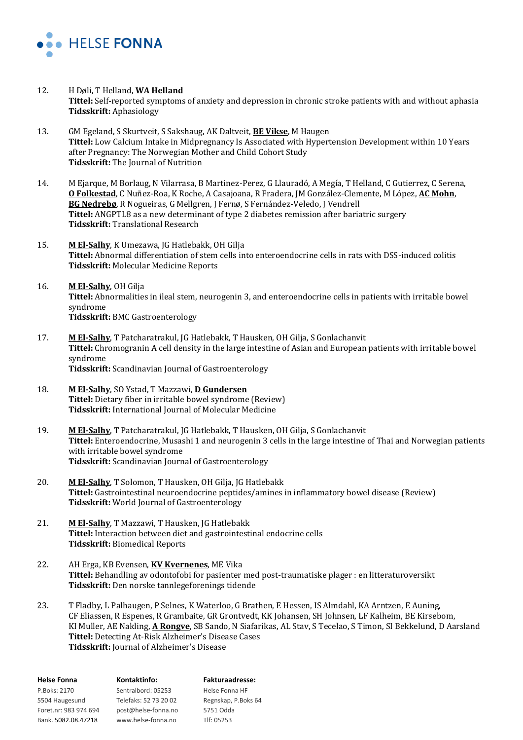12. H Døli, T Helland, **WA Helland**
    **Tittel:** Self-reported symptoms of anxiety and depression in chronic stroke patients with and without aphasia
    **Tidsskrift:** Aphasiology

13. GM Egeland, S Skurtveit, S Sakshaug, AK Daltveit, **BE Vikse**, M Haugen
    **Tittel:** Low Calcium Intake in Midpregnancy Is Associated with Hypertension Development within 10 Years after Pregnancy: The Norwegian Mother and Child Cohort Study
    **Tidsskrift:** The Journal of Nutrition

14. M Ejarque, M Borlaug, N Vilarrasa, B Martinez-Perez, G Llauradó, A Megía, T Helland, C Gutierrez, C Serena, **O Folkestad**, C Nuñez-Roa, K Roche, A Casajoana, R Fradera, JM González-Clemente, M López, **AC Mohn**, **BG Nedrebø**, R Nogueiras, G Mellgren, J Fernø, S Fernández-Veledo, J Vendrell
    **Tittel:** ANGPTL8 as a new determinant of type 2 diabetes remission after bariatric surgery
    **Tidsskrift:** Translational Research

15. **M El-Salhy**, K Umezawa, JG Hatlebakk, OH Gilja
    **Tittel:** Abnormal differentiation of stem cells into enteroendocrine cells in rats with DSS-induced colitis
    **Tidsskrift:** Molecular Medicine Reports

16. **M El-Salhy**, OH Gilja
    **Tittel:** Abnormalities in ileal stem, neurogenin 3, and enteroendocrine cells in patients with irritable bowel syndrome
    **Tidsskrift:** BMC Gastroenterology

17. **M El-Salhy**, T Patcharatrakul, JG Hatlebakk, T Hausken, OH Gilja, S Gonlachanvit
    **Tittel:** Chromogranin A cell density in the large intestine of Asian and European patients with irritable bowel syndrome
    **Tidsskrift:** Scandinavian Journal of Gastroenterology

18. **M El-Salhy**, SO Ystad, T Mazzawi, **D Gundersen**
    **Tittel:** Dietary fiber in irritable bowel syndrome (Review)
    **Tidsskrift:** International Journal of Molecular Medicine

19. **M El-Salhy**, T Patcharatrakul, JG Hatlebakk, T Hausken, OH Gilja, S Gonlachanvit
    **Tittel:** Enteroendocrine, Musashi 1 and neurogenin 3 cells in the large intestine of Thai and Norwegian patients with irritable bowel syndrome
    **Tidsskrift:** Scandinavian Journal of Gastroenterology

20. **M El-Salhy**, T Solomon, T Hausken, OH Gilja, JG Hatlebakk
    **Tittel:** Gastrointestinal neuroendocrine peptides/amines in inflammatory bowel disease (Review)
    **Tidsskrift:** World Journal of Gastroenterology

21. **M El-Salhy**, T Mazzawi, T Hausken, JG Hatlebakk
    **Tittel:** Interaction between diet and gastrointestinal endocrine cells
    **Tidsskrift:** Biomedical Reports

22. AH Erga, KB Evensen, **KV Kvernenes**, ME Vika
    **Tittel:** Behandling av odontofobi for pasienter med post-traumatiske plager : en litteraturoversikt
    **Tidsskrift:** Den norske tannlegeforenings tidende

23. T Fladby, L Palhaugen, P Selnes, K Waterloo, G Brathen, E Hessen, IS Almdahl, KA Arntzen, E Auning, CF Eliassen, R Espenes, R Grambaite, GR Grontvedt, KK Johansen, SH Johnsen, LF Kalheim, BE Kirsebom, KI Muller, AE Nakling, **A Rongve**, SB Sando, N Siafarikas, AL Stav, S Tecelao, S Timon, SI Bekkelund, D Aarsland
    **Tittel:** Detecting At-Risk Alzheimer's Disease Cases
    **Tidsskrift:** Journal of Alzheimer's Disease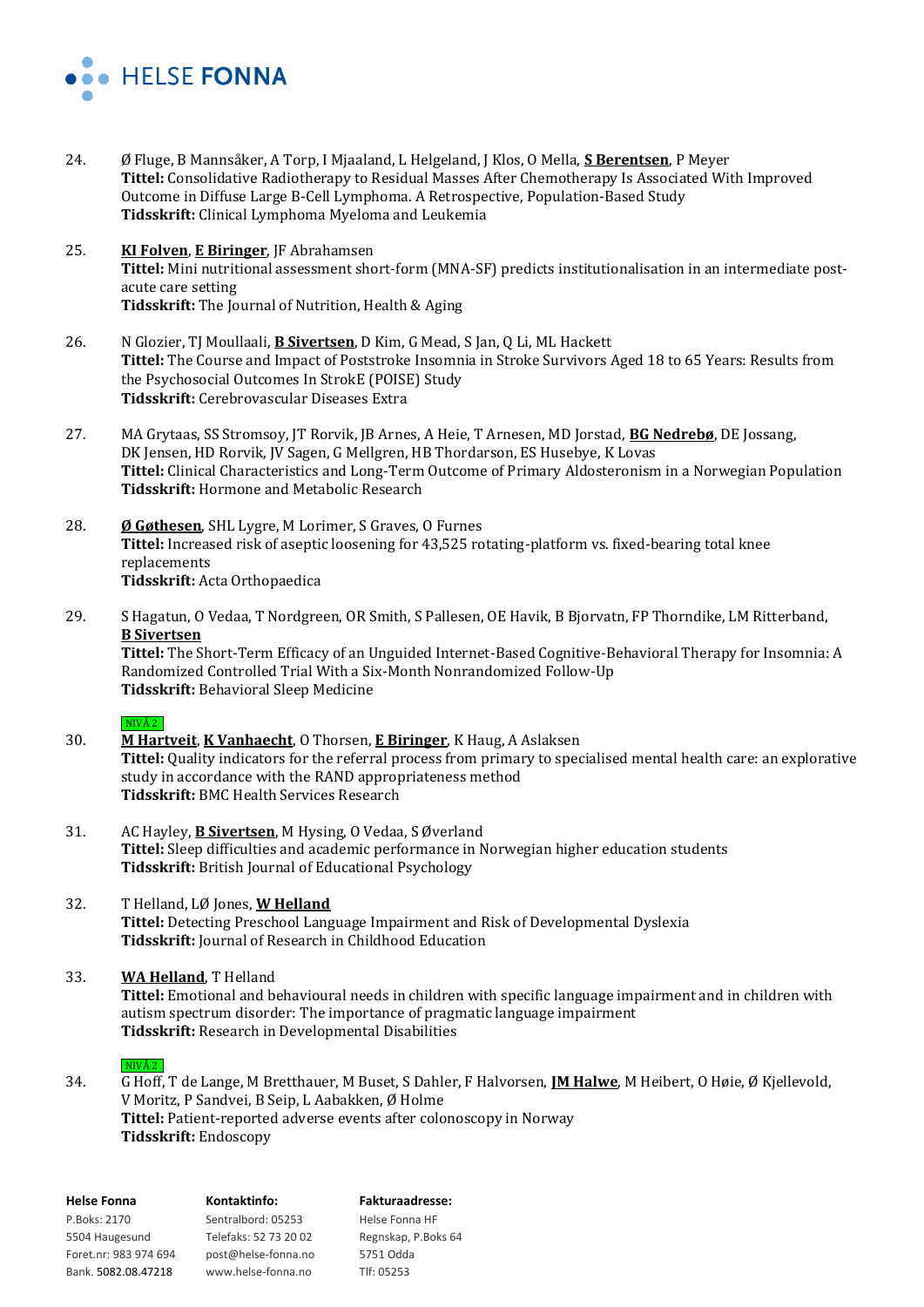24. Ø Fluge, B Mannsåker, A Torp, I Mjaaland, L Helgeland, J Klos, O Mella, **S Berentsen**, P Meyer
    **Tittel:** Consolidative Radiotherapy to Residual Masses After Chemotherapy Is Associated With Improved Outcome in Diffuse Large B-Cell Lymphoma. A Retrospective, Population-Based Study
    **Tidsskrift:** Clinical Lymphoma Myeloma and Leukemia

25. **KI Folven**, **E Biringer**, JF Abrahamsen
    **Tittel:** Mini nutritional assessment short-form (MNA-SF) predicts institutionalisation in an intermediate post-acute care setting
    **Tidsskrift:** The Journal of Nutrition, Health & Aging

26. N Glozier, TJ Moullaali, **B Sivertsen**, D Kim, G Mead, S Jan, Q Li, ML Hackett
    **Tittel:** The Course and Impact of Poststroke Insomnia in Stroke Survivors Aged 18 to 65 Years: Results from the Psychosocial Outcomes In StrokE (POISE) Study
    **Tidsskrift:** Cerebrovascular Diseases Extra

27. MA Grytaas, SS Stromsoy, JT Rorvik, JB Arnes, A Heie, T Arnesen, MD Jorstad, **BG Nedrebø**, DE Jossang, DK Jensen, HD Rorvik, JV Sagen, G Mellgren, HB Thordarson, ES Husebye, K Lovas
    **Tittel:** Clinical Characteristics and Long-Term Outcome of Primary Aldosteronism in a Norwegian Population
    **Tidsskrift:** Hormone and Metabolic Research

28. **Ø Gøthesen**, SHL Lygre, M Lorimer, S Graves, O Furnes
    **Tittel:** Increased risk of aseptic loosening for 43,525 rotating-platform vs. fixed-bearing total knee replacements
    **Tidsskrift:** Acta Orthopaedica

29. S Hagatun, O Vedaa, T Nordgreen, OR Smith, S Pallesen, OE Havik, B Bjorvatn, FP Thorndike, LM Ritterband, **B Sivertsen**
    **Tittel:** The Short-Term Efficacy of an Unguided Internet-Based Cognitive-Behavioral Therapy for Insomnia: A Randomized Controlled Trial With a Six-Month Nonrandomized Follow-Up
    **Tidsskrift:** Behavioral Sleep Medicine

NIVÅ 2

30. **M Hartveit**, **K Vanhaecht**, O Thorsen, **E Biringer**, K Haug, A Aslaksen
    **Tittel:** Quality indicators for the referral process from primary to specialised mental health care: an explorative study in accordance with the RAND appropriateness method
    **Tidsskrift:** BMC Health Services Research

31. AC Hayley, **B Sivertsen**, M Hysing, O Vedaa, S Øverland
    **Tittel:** Sleep difficulties and academic performance in Norwegian higher education students
    **Tidsskrift:** British Journal of Educational Psychology

32. T Helland, LØ Jones, **W Helland**
    **Tittel:** Detecting Preschool Language Impairment and Risk of Developmental Dyslexia
    **Tidsskrift:** Journal of Research in Childhood Education

33. **WA Helland**, T Helland
    **Tittel:** Emotional and behavioural needs in children with specific language impairment and in children with autism spectrum disorder: The importance of pragmatic language impairment
    **Tidsskrift:** Research in Developmental Disabilities

NIVÅ 2

34. G Hoff, T de Lange, M Bretthauer, M Buset, S Dahler, F Halvorsen, **JM Halwe**, M Heibert, O Høie, Ø Kjellevold, V Moritz, P Sandvei, B Seip, L Aabakken, Ø Holme
    **Tittel:** Patient-reported adverse events after colonoscopy in Norway
    **Tidsskrift:** Endoscopy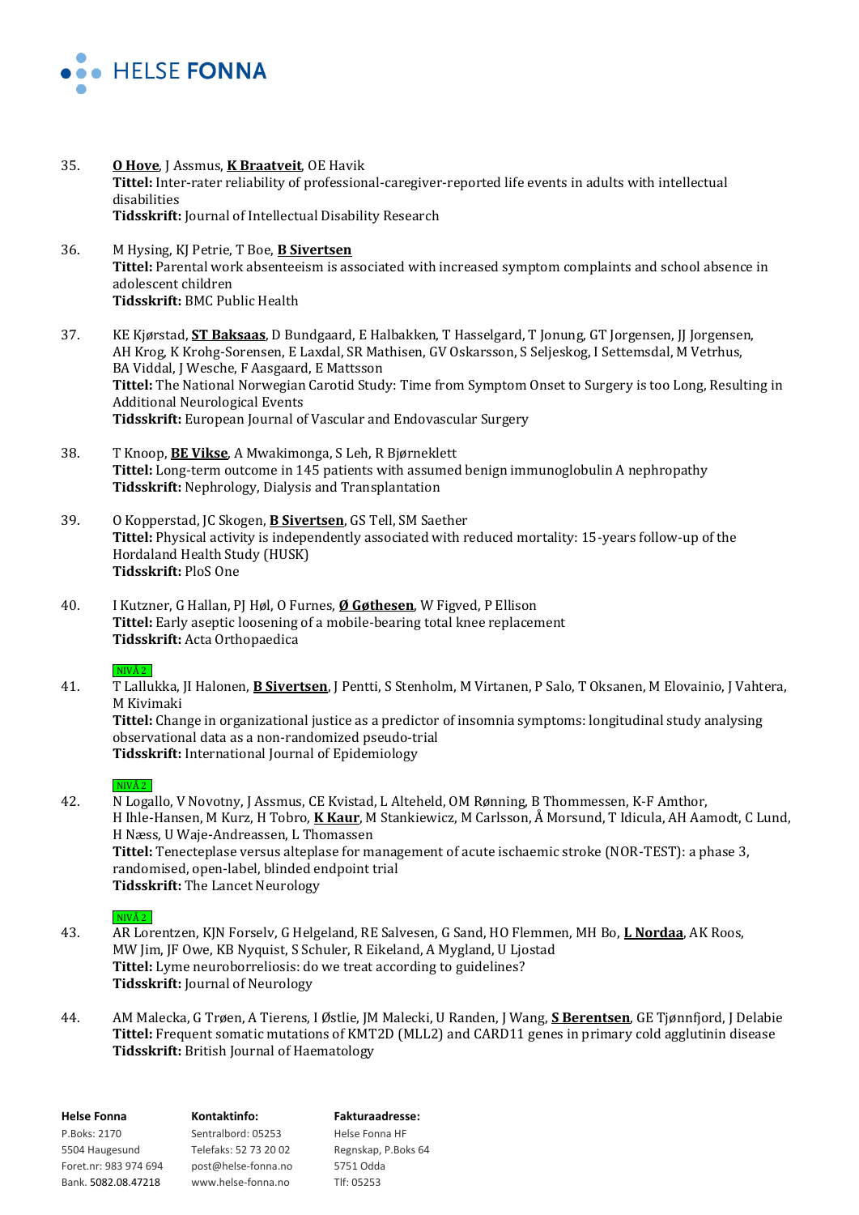35. **O Hove**, J Assmus, **K Braatveit**, OE Havik
    **Tittel:** Inter-rater reliability of professional-caregiver-reported life events in adults with intellectual disabilities
    **Tidsskrift:** Journal of Intellectual Disability Research

36. M Hysing, KJ Petrie, T Boe, **B Sivertsen**
    **Tittel:** Parental work absenteeism is associated with increased symptom complaints and school absence in adolescent children
    **Tidsskrift:** BMC Public Health

37. KE Kjørstad, **ST Baksaas**, D Bundgaard, E Halbakken, T Hasselgard, T Jonung, GT Jorgensen, JJ Jorgensen, AH Krog, K Krohg-Sorensen, E Laxdal, SR Mathisen, GV Oskarsson, S Seljeskog, I Settemsdal, M Vetrhus, BA Viddal, J Wesche, F Aasgaard, E Mattsson
    **Tittel:** The National Norwegian Carotid Study: Time from Symptom Onset to Surgery is too Long, Resulting in Additional Neurological Events
    **Tidsskrift:** European Journal of Vascular and Endovascular Surgery

38. T Knoop, **BE Vikse**, A Mwakimonga, S Leh, R Bjørneklett
    **Tittel:** Long-term outcome in 145 patients with assumed benign immunoglobulin A nephropathy
    **Tidsskrift:** Nephrology, Dialysis and Transplantation

39. O Kopperstad, JC Skogen, **B Sivertsen**, GS Tell, SM Saether
    **Tittel:** Physical activity is independently associated with reduced mortality: 15-years follow-up of the Hordaland Health Study (HUSK)
    **Tidsskrift:** PloS One

40. I Kutzner, G Hallan, PJ Høl, O Furnes, **Ø Gøthesen**, W Figved, P Ellison
    **Tittel:** Early aseptic loosening of a mobile-bearing total knee replacement
    **Tidsskrift:** Acta Orthopaedica

NIVÅ 2

41. T Lallukka, JI Halonen, **B Sivertsen**, J Pentti, S Stenholm, M Virtanen, P Salo, T Oksanen, M Elovainio, J Vahtera, M Kivimaki
    **Tittel:** Change in organizational justice as a predictor of insomnia symptoms: longitudinal study analysing observational data as a non-randomized pseudo-trial
    **Tidsskrift:** International Journal of Epidemiology

NIVÅ 2

42. N Logallo, V Novotny, J Assmus, CE Kvistad, L Alteheld, OM Rønning, B Thommessen, K-F Amthor, H Ihle-Hansen, M Kurz, H Tobro, **K Kaur**, M Stankiewicz, M Carlsson, Å Morsund, T Idicula, AH Aamodt, C Lund, H Næss, U Waje-Andreassen, L Thomassen
    **Tittel:** Tenecteplase versus alteplase for management of acute ischaemic stroke (NOR-TEST): a phase 3, randomised, open-label, blinded endpoint trial
    **Tidsskrift:** The Lancet Neurology

NIVÅ 2

43. AR Lorentzen, KJN Forselv, G Helgeland, RE Salvesen, G Sand, HO Flemmen, MH Bo, **L Nordaa**, AK Roos, MW Jim, JF Owe, KB Nyquist, S Schuler, R Eikeland, A Mygland, U Ljostad
    **Tittel:** Lyme neuroborreliosis: do we treat according to guidelines?
    **Tidsskrift:** Journal of Neurology

44. AM Malecka, G Trøen, A Tierens, I Østlie, JM Malecki, U Randen, J Wang, **S Berentsen**, GE Tjønnfjord, J Delabie
    **Tittel:** Frequent somatic mutations of KMT2D (MLL2) and CARD11 genes in primary cold agglutinin disease
    **Tidsskrift:** British Journal of Haematology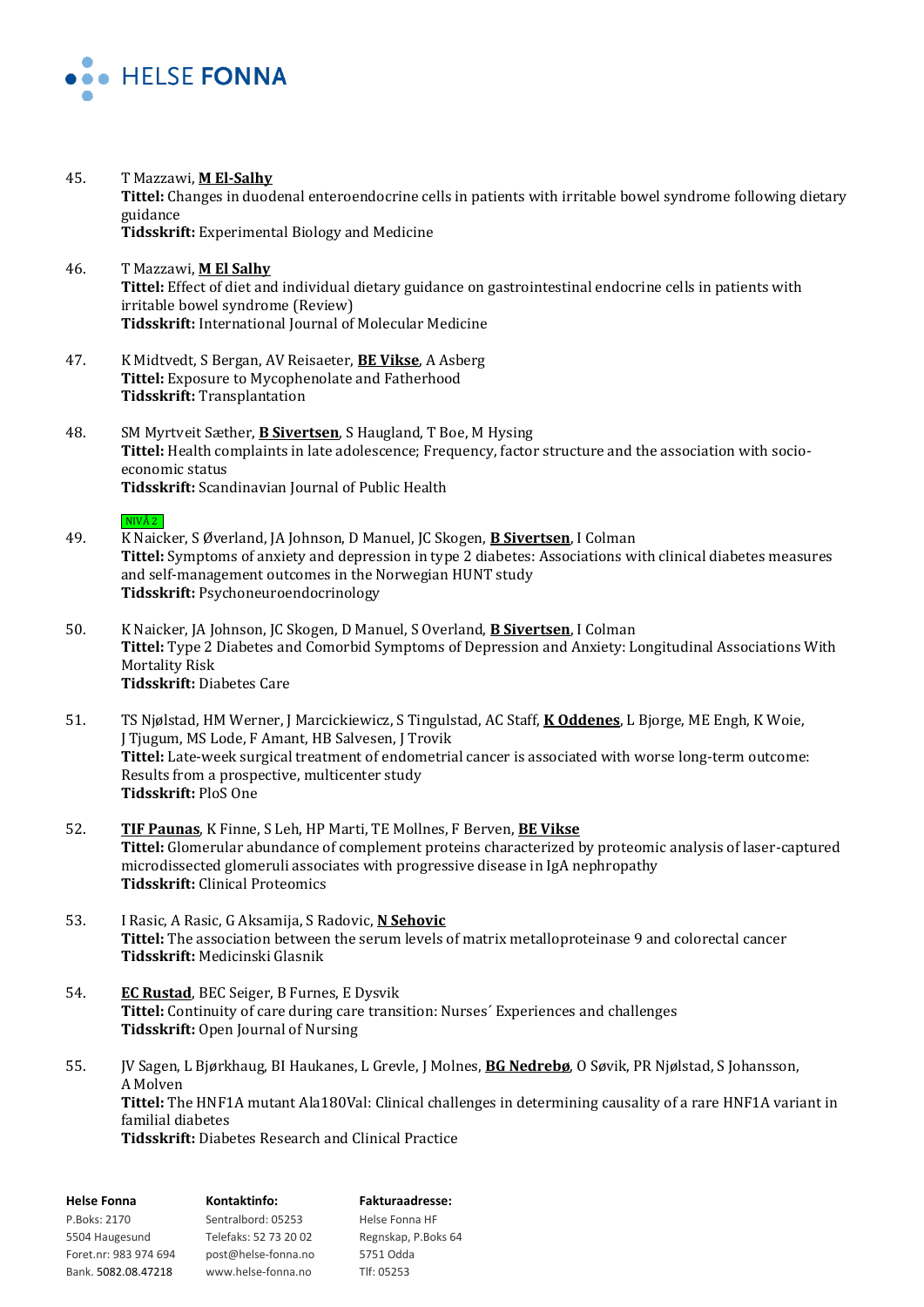45. T Mazzawi, **M El-Salhy**
**Tittel:** Changes in duodenal enteroendocrine cells in patients with irritable bowel syndrome following dietary guidance
**Tidsskrift:** Experimental Biology and Medicine

46. T Mazzawi, **M El Salhy**
**Tittel:** Effect of diet and individual dietary guidance on gastrointestinal endocrine cells in patients with irritable bowel syndrome (Review)
**Tidsskrift:** International Journal of Molecular Medicine

47. K Midtvedt, S Bergan, AV Reisaeter, **BE Vikse**, A Asberg
**Tittel:** Exposure to Mycophenolate and Fatherhood
**Tidsskrift:** Transplantation

48. SM Myrtveit Sæther, **B Sivertsen**, S Haugland, T Boe, M Hysing
**Tittel:** Health complaints in late adolescence; Frequency, factor structure and the association with socio-economic status
**Tidsskrift:** Scandinavian Journal of Public Health

NIVÅ 2

49. K Naicker, S Øverland, JA Johnson, D Manuel, JC Skogen, **B Sivertsen**, I Colman
**Tittel:** Symptoms of anxiety and depression in type 2 diabetes: Associations with clinical diabetes measures and self-management outcomes in the Norwegian HUNT study
**Tidsskrift:** Psychoneuroendocrinology

50. K Naicker, JA Johnson, JC Skogen, D Manuel, S Overland, **B Sivertsen**, I Colman
**Tittel:** Type 2 Diabetes and Comorbid Symptoms of Depression and Anxiety: Longitudinal Associations With Mortality Risk
**Tidsskrift:** Diabetes Care

51. TS Njølstad, HM Werner, J Marcickiewicz, S Tingulstad, AC Staff, **K Oddenes**, L Bjorge, ME Engh, K Woie, J Tjugum, MS Lode, F Amant, HB Salvesen, J Trovik
**Tittel:** Late-week surgical treatment of endometrial cancer is associated with worse long-term outcome: Results from a prospective, multicenter study
**Tidsskrift:** PloS One

52. **TIF Paunas**, K Finne, S Leh, HP Marti, TE Mollnes, F Berven, **BE Vikse**
**Tittel:** Glomerular abundance of complement proteins characterized by proteomic analysis of laser-captured microdissected glomeruli associates with progressive disease in IgA nephropathy
**Tidsskrift:** Clinical Proteomics

53. I Rasic, A Rasic, G Aksamija, S Radovic, **N Sehovic**
**Tittel:** The association between the serum levels of matrix metalloproteinase 9 and colorectal cancer
**Tidsskrift:** Medicinski Glasnik

54. **EC Rustad**, BEC Seiger, B Furnes, E Dysvik
**Tittel:** Continuity of care during care transition: Nurses´ Experiences and challenges
**Tidsskrift:** Open Journal of Nursing

55. JV Sagen, L Bjørkhaug, BI Haukanes, L Grevle, J Molnes, **BG Nedrebø**, O Søvik, PR Njølstad, S Johansson, A Molven
**Tittel:** The HNF1A mutant Ala180Val: Clinical challenges in determining causality of a rare HNF1A variant in familial diabetes
**Tidsskrift:** Diabetes Research and Clinical Practice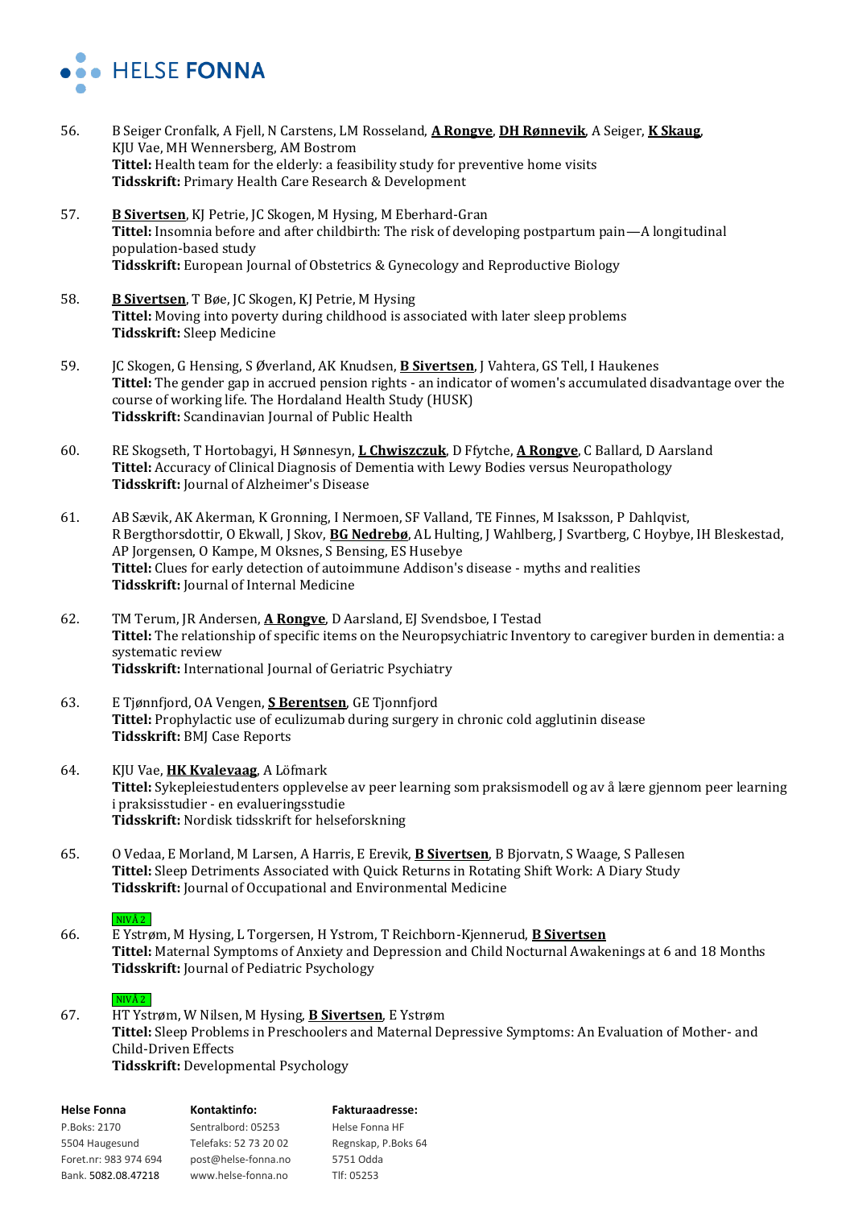56. B Seiger Cronfalk, A Fjell, N Carstens, LM Rosseland, **A Rongve**, **DH Rønnevik**, A Seiger, **K Skaug**, KJU Vae, MH Wennersberg, AM Bostrom
**Tittel:** Health team for the elderly: a feasibility study for preventive home visits
**Tidsskrift:** Primary Health Care Research & Development

57. **B Sivertsen**, KJ Petrie, JC Skogen, M Hysing, M Eberhard-Gran
**Tittel:** Insomnia before and after childbirth: The risk of developing postpartum pain—A longitudinal population-based study
**Tidsskrift:** European Journal of Obstetrics & Gynecology and Reproductive Biology

58. **B Sivertsen**, T Bøe, JC Skogen, KJ Petrie, M Hysing
**Tittel:** Moving into poverty during childhood is associated with later sleep problems
**Tidsskrift:** Sleep Medicine

59. JC Skogen, G Hensing, S Øverland, AK Knudsen, **B Sivertsen**, J Vahtera, GS Tell, I Haukenes
**Tittel:** The gender gap in accrued pension rights - an indicator of women's accumulated disadvantage over the course of working life. The Hordaland Health Study (HUSK)
**Tidsskrift:** Scandinavian Journal of Public Health

60. RE Skogseth, T Hortobagyi, H Sønnesyn, **L Chwiszczuk**, D Ffytche, **A Rongve**, C Ballard, D Aarsland
**Tittel:** Accuracy of Clinical Diagnosis of Dementia with Lewy Bodies versus Neuropathology
**Tidsskrift:** Journal of Alzheimer's Disease

61. AB Sævik, AK Akerman, K Gronning, I Nermoen, SF Valland, TE Finnes, M Isaksson, P Dahlqvist, R Bergthorsdottir, O Ekwall, J Skov, **BG Nedrebø**, AL Hulting, J Wahlberg, J Svartberg, C Hoybye, IH Bleskestad, AP Jorgensen, O Kampe, M Oksnes, S Bensing, ES Husebye
**Tittel:** Clues for early detection of autoimmune Addison's disease - myths and realities
**Tidsskrift:** Journal of Internal Medicine

62. TM Terum, JR Andersen, **A Rongve**, D Aarsland, EJ Svendsboe, I Testad
**Tittel:** The relationship of specific items on the Neuropsychiatric Inventory to caregiver burden in dementia: a systematic review
**Tidsskrift:** International Journal of Geriatric Psychiatry

63. E Tjønnfjord, OA Vengen, **S Berentsen**, GE Tjonnfjord
**Tittel:** Prophylactic use of eculizumab during surgery in chronic cold agglutinin disease
**Tidsskrift:** BMJ Case Reports

64. KJU Vae, **HK Kvalevaag**, A Löfmark
**Tittel:** Sykepleiestudenters opplevelse av peer learning som praksismodell og av å lære gjennom peer learning i praksisstudier - en evalueringsstudie
**Tidsskrift:** Nordisk tidsskrift for helseforskning

65. O Vedaa, E Morland, M Larsen, A Harris, E Erevik, **B Sivertsen**, B Bjorvatn, S Waage, S Pallesen
**Tittel:** Sleep Detriments Associated with Quick Returns in Rotating Shift Work: A Diary Study
**Tidsskrift:** Journal of Occupational and Environmental Medicine

NIVÅ 2

66. E Ystrøm, M Hysing, L Torgersen, H Ystrom, T Reichborn-Kjennerud, **B Sivertsen**
**Tittel:** Maternal Symptoms of Anxiety and Depression and Child Nocturnal Awakenings at 6 and 18 Months
**Tidsskrift:** Journal of Pediatric Psychology

NIVÅ 2

67. HT Ystrøm, W Nilsen, M Hysing, **B Sivertsen**, E Ystrøm
**Tittel:** Sleep Problems in Preschoolers and Maternal Depressive Symptoms: An Evaluation of Mother- and Child-Driven Effects
**Tidsskrift:** Developmental Psychology